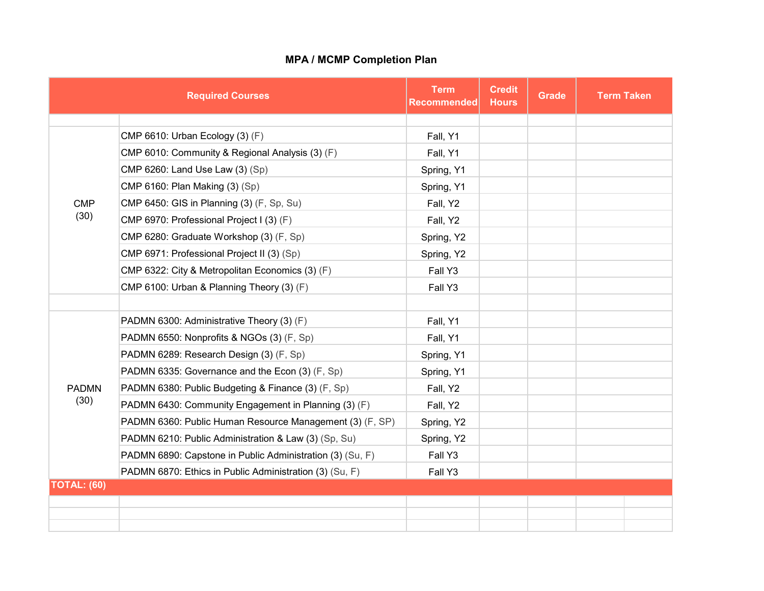# MPA / MCMP Completion Plan

| Required Courses | | Term Recommended | Credit Hours | Grade | Term Taken |
|---|---|---|---|---|---|
| | | | | | |
| CMP (30) | CMP 6610: Urban Ecology (3) (F) | Fall, Y1 | | | |
| | CMP 6010: Community & Regional Analysis (3) (F) | Fall, Y1 | | | |
| | CMP 6260: Land Use Law (3) (Sp) | Spring, Y1 | | | |
| | CMP 6160: Plan Making (3) (Sp) | Spring, Y1 | | | |
| | CMP 6450: GIS in Planning (3) (F, Sp, Su) | Fall, Y2 | | | |
| | CMP 6970: Professional Project I (3) (F) | Fall, Y2 | | | |
| | CMP 6280: Graduate Workshop (3) (F, Sp) | Spring, Y2 | | | |
| | CMP 6971: Professional Project II (3) (Sp) | Spring, Y2 | | | |
| | CMP 6322: City & Metropolitan Economics (3) (F) | Fall Y3 | | | |
| | CMP 6100: Urban & Planning Theory (3) (F) | Fall Y3 | | | |
| | | | | | |
| PADMN (30) | PADMN 6300: Administrative Theory (3) (F) | Fall, Y1 | | | |
| | PADMN 6550: Nonprofits & NGOs (3) (F, Sp) | Fall, Y1 | | | |
| | PADMN 6289: Research Design (3) (F, Sp) | Spring, Y1 | | | |
| | PADMN 6335: Governance and the Econ (3) (F, Sp) | Spring, Y1 | | | |
| | PADMN 6380: Public Budgeting & Finance (3) (F, Sp) | Fall, Y2 | | | |
| | PADMN 6430: Community Engagement in Planning (3) (F) | Fall, Y2 | | | |
| | PADMN 6360: Public Human Resource Management (3) (F, SP) | Spring, Y2 | | | |
| | PADMN 6210: Public Administration & Law (3) (Sp, Su) | Spring, Y2 | | | |
| | PADMN 6890: Capstone in Public Administration (3) (Su, F) | Fall Y3 | | | |
| | PADMN 6870: Ethics in Public Administration (3) (Su, F) | Fall Y3 | | | |
| **TOTAL: (60)** | | | | | |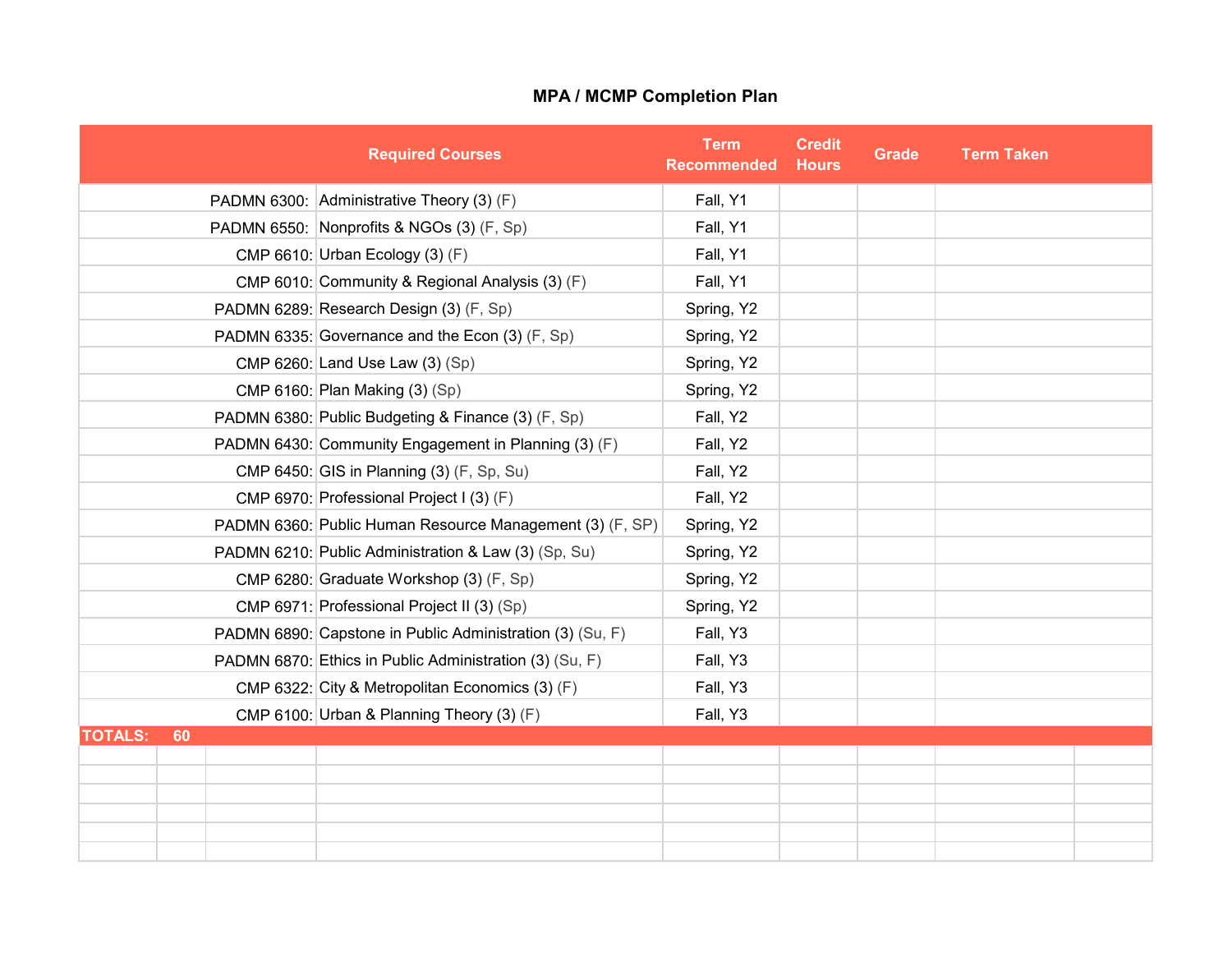## MPA / MCMP Completion Plan

| Required Courses | | Term Recommended | Credit Hours | Grade | Term Taken |
|---|---|---|---|---|---|
| PADMN 6300: | Administrative Theory (3) (F) | Fall, Y1 | | | |
| PADMN 6550: | Nonprofits & NGOs (3) (F, Sp) | Fall, Y1 | | | |
| CMP 6610: | Urban Ecology (3) (F) | Fall, Y1 | | | |
| CMP 6010: | Community & Regional Analysis (3) (F) | Fall, Y1 | | | |
| PADMN 6289: | Research Design (3) (F, Sp) | Spring, Y2 | | | |
| PADMN 6335: | Governance and the Econ (3) (F, Sp) | Spring, Y2 | | | |
| CMP 6260: | Land Use Law (3) (Sp) | Spring, Y2 | | | |
| CMP 6160: | Plan Making (3) (Sp) | Spring, Y2 | | | |
| PADMN 6380: | Public Budgeting & Finance (3) (F, Sp) | Fall, Y2 | | | |
| PADMN 6430: | Community Engagement in Planning (3) (F) | Fall, Y2 | | | |
| CMP 6450: | GIS in Planning (3) (F, Sp, Su) | Fall, Y2 | | | |
| CMP 6970: | Professional Project I (3) (F) | Fall, Y2 | | | |
| PADMN 6360: | Public Human Resource Management (3) (F, SP) | Spring, Y2 | | | |
| PADMN 6210: | Public Administration & Law (3) (Sp, Su) | Spring, Y2 | | | |
| CMP 6280: | Graduate Workshop (3) (F, Sp) | Spring, Y2 | | | |
| CMP 6971: | Professional Project II (3) (Sp) | Spring, Y2 | | | |
| PADMN 6890: | Capstone in Public Administration (3) (Su, F) | Fall, Y3 | | | |
| PADMN 6870: | Ethics in Public Administration (3) (Su, F) | Fall, Y3 | | | |
| CMP 6322: | City & Metropolitan Economics (3) (F) | Fall, Y3 | | | |
| CMP 6100: | Urban & Planning Theory (3) (F) | Fall, Y3 | | | |
| **TOTALS: 60** | | | | | |